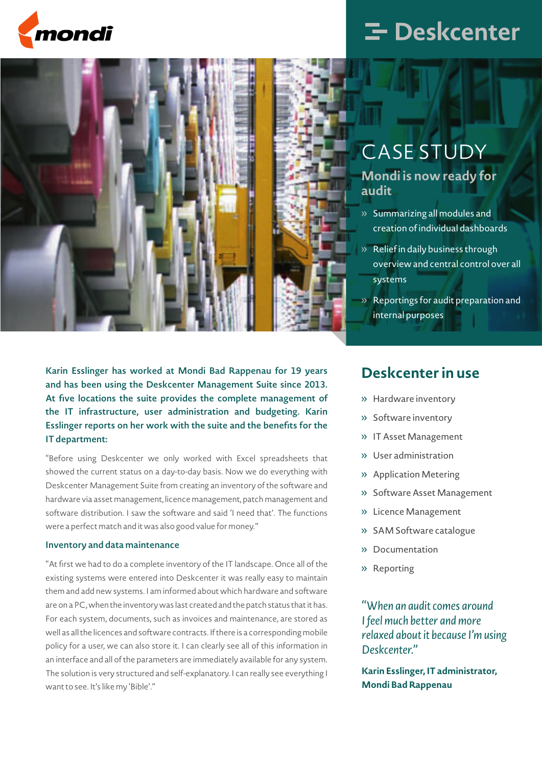mondi

Deskcenter

# CASE STUDY

## Mondi is now ready for audit

- Summarizing all modules and creation of individual dashboards
- Relief in daily business through overview and central control over all systems
- Reportings for audit preparation and internal purposes

**Karin Esslinger has worked at Mondi Bad Rappenau for 19 years and has been using the Deskcenter Management Suite since 2013. At five locations the suite provides the complete management of the IT infrastructure, user administration and budgeting. Karin Esslinger reports on her work with the suite and the benefits for the IT department:**

"Before using Deskcenter we only worked with Excel spreadsheets that showed the current status on a day-to-day basis. Now we do everything with Deskcenter Management Suite from creating an inventory of the software and hardware via asset management, licence management, patch management and software distribution. I saw the software and said 'I need that'. The functions were a perfect match and it was also good value for money."

### Inventory and data maintenance

"At first we had to do a complete inventory of the IT landscape. Once all of the existing systems were entered into Deskcenter it was really easy to maintain them and add new systems. I am informed about which hardware and software are on a PC, when the inventory was last created and the patch status that it has. For each system, documents, such as invoices and maintenance, are stored as well as all the licences and software contracts. If there is a corresponding mobile policy for a user, we can also store it. I can clearly see all of this information in an interface and all of the parameters are immediately available for any system. The solution is very structured and self-explanatory. I can really see everything I want to see. It's like my 'Bible'."

## Deskcenter in use

- Hardware inventory
- Software inventory
- IT Asset Management
- User administration
- Application Metering
- Software Asset Management
- Licence Management
- SAM Software catalogue
- Documentation
- Reporting

*"When an audit comes around I feel much better and more relaxed about it because I'm using Deskcenter."*

**Karin Esslinger, IT administrator, Mondi Bad Rappenau**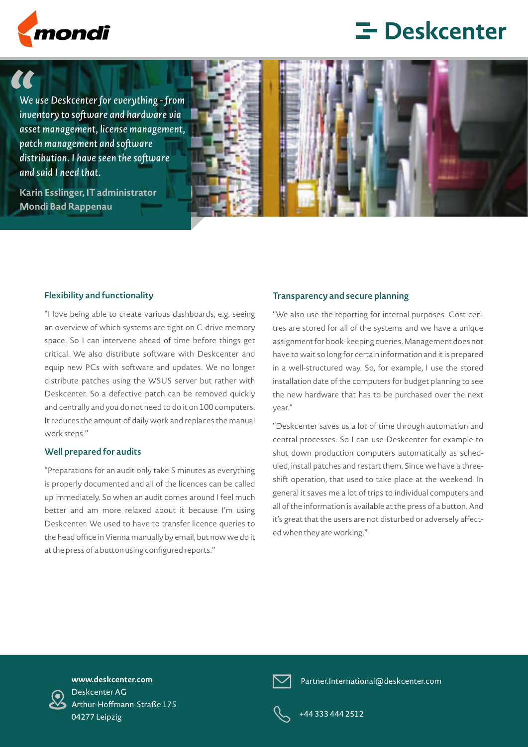> *We use Deskcenter for everything - from inventory to software and hardware via asset management, license management, patch management and software distribution. I have seen the software and said I need that.*
>
> **Karin Esslinger, IT administrator**
> **Mondi Bad Rappenau**

### Flexibility and functionality

"I love being able to create various dashboards, e.g. seeing an overview of which systems are tight on C-drive memory space. So I can intervene ahead of time before things get critical. We also distribute software with Deskcenter and equip new PCs with software and updates. We no longer distribute patches using the WSUS server but rather with Deskcenter. So a defective patch can be removed quickly and centrally and you do not need to do it on 100 computers. It reduces the amount of daily work and replaces the manual work steps."

### Well prepared for audits

"Preparations for an audit only take 5 minutes as everything is properly documented and all of the licences can be called up immediately. So when an audit comes around I feel much better and am more relaxed about it because I'm using Deskcenter. We used to have to transfer licence queries to the head office in Vienna manually by email, but now we do it at the press of a button using configured reports."

### Transparency and secure planning

"We also use the reporting for internal purposes. Cost centres are stored for all of the systems and we have a unique assignment for book-keeping queries. Management does not have to wait so long for certain information and it is prepared in a well-structured way. So, for example, I use the stored installation date of the computers for budget planning to see the new hardware that has to be purchased over the next year."

"Deskcenter saves us a lot of time through automation and central processes. So I can use Deskcenter for example to shut down production computers automatically as scheduled, install patches and restart them. Since we have a three-shift operation, that used to take place at the weekend. In general it saves me a lot of trips to individual computers and all of the information is available at the press of a button. And it's great that the users are not disturbed or adversely affected when they are working."

**www.deskcenter.com**
Deskcenter AG
Arthur-Hoffmann-Straße 175
04277 Leipzig

Partner.International@deskcenter.com

+44 333 444 2512